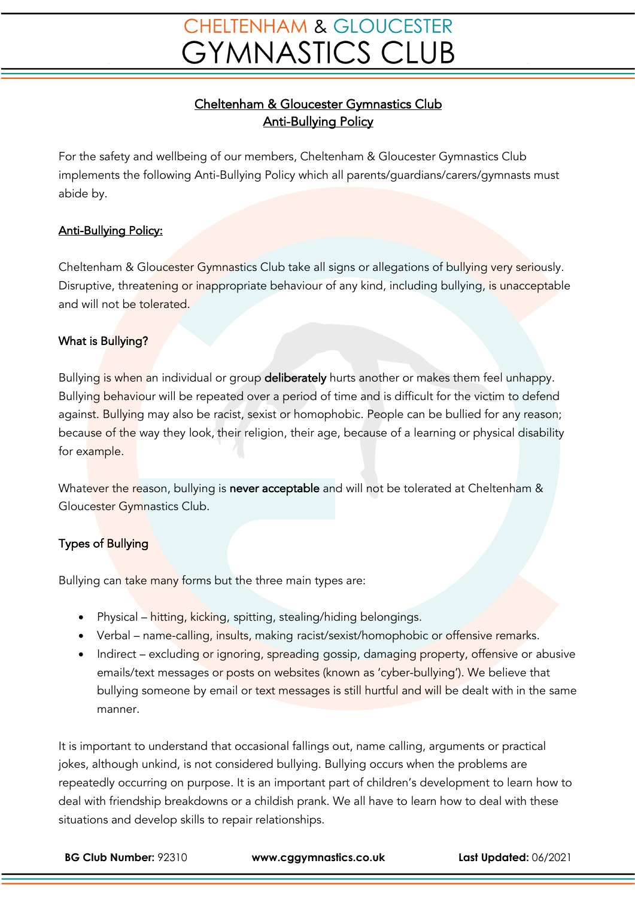# Cheltenham & Gloucester Gymnastics Club
## Anti-Bullying Policy

For the safety and wellbeing of our members, Cheltenham & Gloucester Gymnastics Club implements the following Anti-Bullying Policy which all parents/guardians/carers/gymnasts must abide by.

### Anti-Bullying Policy:

Cheltenham & Gloucester Gymnastics Club take all signs or allegations of bullying very seriously. Disruptive, threatening or inappropriate behaviour of any kind, including bullying, is unacceptable and will not be tolerated.

### What is Bullying?

Bullying is when an individual or group **deliberately** hurts another or makes them feel unhappy. Bullying behaviour will be repeated over a period of time and is difficult for the victim to defend against. Bullying may also be racist, sexist or homophobic. People can be bullied for any reason; because of the way they look, their religion, their age, because of a learning or physical disability for example.

Whatever the reason, bullying is **never acceptable** and will not be tolerated at Cheltenham & Gloucester Gymnastics Club.

### Types of Bullying

Bullying can take many forms but the three main types are:

- Physical – hitting, kicking, spitting, stealing/hiding belongings.
- Verbal – name-calling, insults, making racist/sexist/homophobic or offensive remarks.
- Indirect – excluding or ignoring, spreading gossip, damaging property, offensive or abusive emails/text messages or posts on websites (known as 'cyber-bullying'). We believe that bullying someone by email or text messages is still hurtful and will be dealt with in the same manner.

It is important to understand that occasional fallings out, name calling, arguments or practical jokes, although unkind, is not considered bullying. Bullying occurs when the problems are repeatedly occurring on purpose. It is an important part of children's development to learn how to deal with friendship breakdowns or a childish prank. We all have to learn how to deal with these situations and develop skills to repair relationships.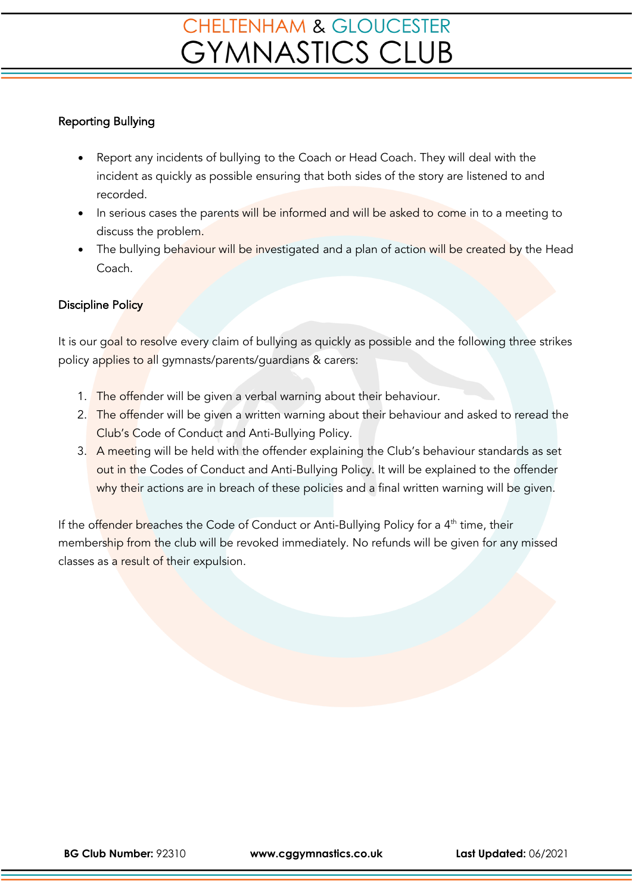## Reporting Bullying

- Report any incidents of bullying to the Coach or Head Coach. They will deal with the incident as quickly as possible ensuring that both sides of the story are listened to and recorded.
- In serious cases the parents will be informed and will be asked to come in to a meeting to discuss the problem.
- The bullying behaviour will be investigated and a plan of action will be created by the Head Coach.

## Discipline Policy

It is our goal to resolve every claim of bullying as quickly as possible and the following three strikes policy applies to all gymnasts/parents/guardians & carers:

1. The offender will be given a verbal warning about their behaviour.
2. The offender will be given a written warning about their behaviour and asked to reread the Club's Code of Conduct and Anti-Bullying Policy.
3. A meeting will be held with the offender explaining the Club's behaviour standards as set out in the Codes of Conduct and Anti-Bullying Policy. It will be explained to the offender why their actions are in breach of these policies and a final written warning will be given.

If the offender breaches the Code of Conduct or Anti-Bullying Policy for a 4th time, their membership from the club will be revoked immediately. No refunds will be given for any missed classes as a result of their expulsion.